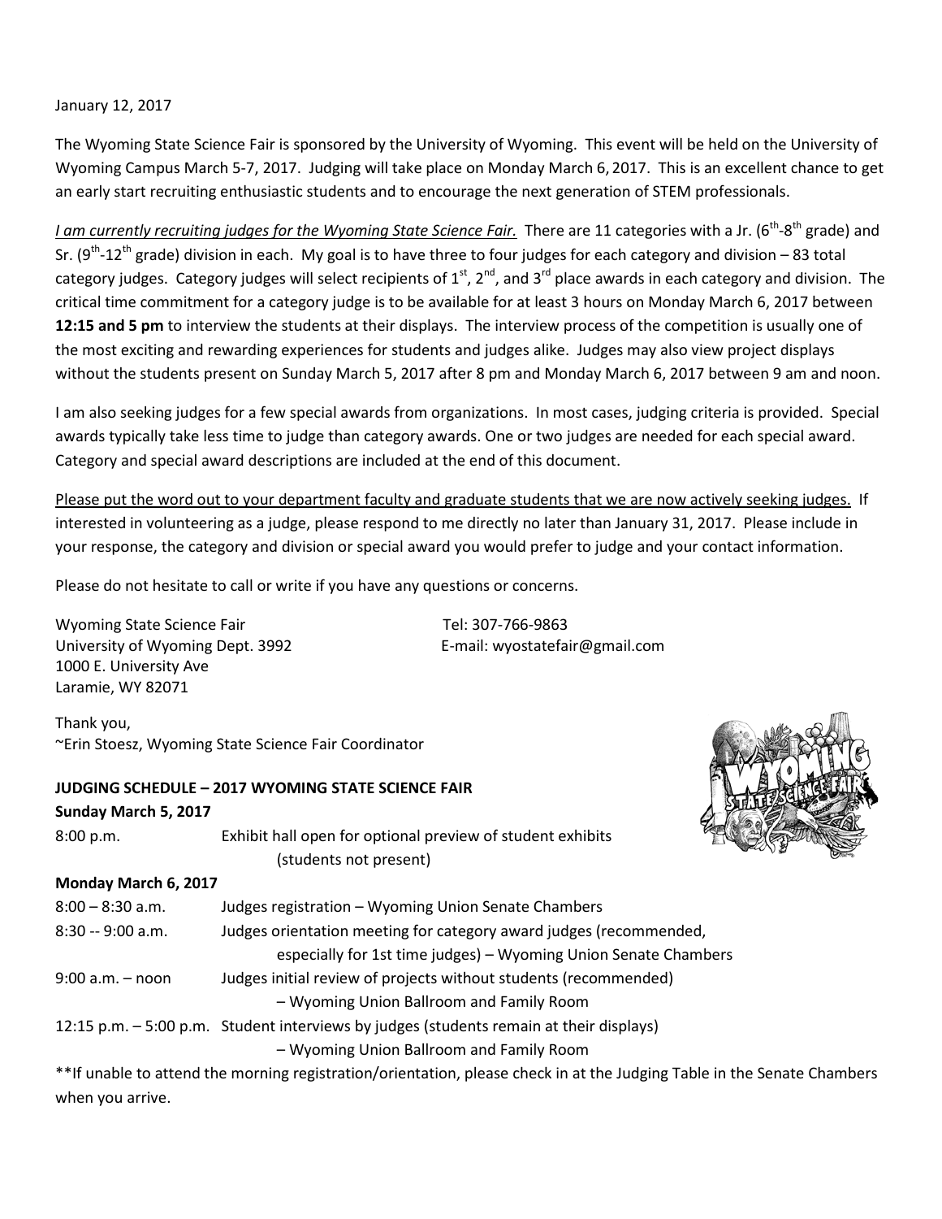January 12, 2017

The Wyoming State Science Fair is sponsored by the University of Wyoming. This event will be held on the University of Wyoming Campus March 5-7, 2017. Judging will take place on Monday March 6, 2017. This is an excellent chance to get an early start recruiting enthusiastic students and to encourage the next generation of STEM professionals.

*I am currently recruiting judges for the Wyoming State Science Fair.* There are 11 categories with a Jr. ($6^{th}$-$8^{th}$ grade) and Sr. ($9^{th}$-$12^{th}$ grade) division in each. My goal is to have three to four judges for each category and division – 83 total category judges. Category judges will select recipients of $1^{st}$, $2^{nd}$, and $3^{rd}$ place awards in each category and division. The critical time commitment for a category judge is to be available for at least 3 hours on Monday March 6, 2017 between **12:15 and 5 pm** to interview the students at their displays. The interview process of the competition is usually one of the most exciting and rewarding experiences for students and judges alike. Judges may also view project displays without the students present on Sunday March 5, 2017 after 8 pm and Monday March 6, 2017 between 9 am and noon.

I am also seeking judges for a few special awards from organizations. In most cases, judging criteria is provided. Special awards typically take less time to judge than category awards. One or two judges are needed for each special award. Category and special award descriptions are included at the end of this document.

Please put the word out to your department faculty and graduate students that we are now actively seeking judges. If interested in volunteering as a judge, please respond to me directly no later than January 31, 2017. Please include in your response, the category and division or special award you would prefer to judge and your contact information.

Please do not hesitate to call or write if you have any questions or concerns.

Wyoming State Science Fair
University of Wyoming Dept. 3992
1000 E. University Ave
Laramie, WY 82071

Tel: 307-766-9863
E-mail: wyostatefair@gmail.com

Thank you,
~Erin Stoesz, Wyoming State Science Fair Coordinator

**JUDGING SCHEDULE – 2017 WYOMING STATE SCIENCE FAIR**

**Sunday March 5, 2017**

| | |
|---|---|
| 8:00 p.m. | Exhibit hall open for optional preview of student exhibits (students not present) |

**Monday March 6, 2017**

| | |
|---|---|
| 8:00 – 8:30 a.m. | Judges registration – Wyoming Union Senate Chambers |
| 8:30 -- 9:00 a.m. | Judges orientation meeting for category award judges (recommended, especially for 1st time judges) – Wyoming Union Senate Chambers |
| 9:00 a.m. – noon | Judges initial review of projects without students (recommended) – Wyoming Union Ballroom and Family Room |
| 12:15 p.m. – 5:00 p.m. | Student interviews by judges (students remain at their displays) – Wyoming Union Ballroom and Family Room |

**If unable to attend the morning registration/orientation, please check in at the Judging Table in the Senate Chambers when you arrive.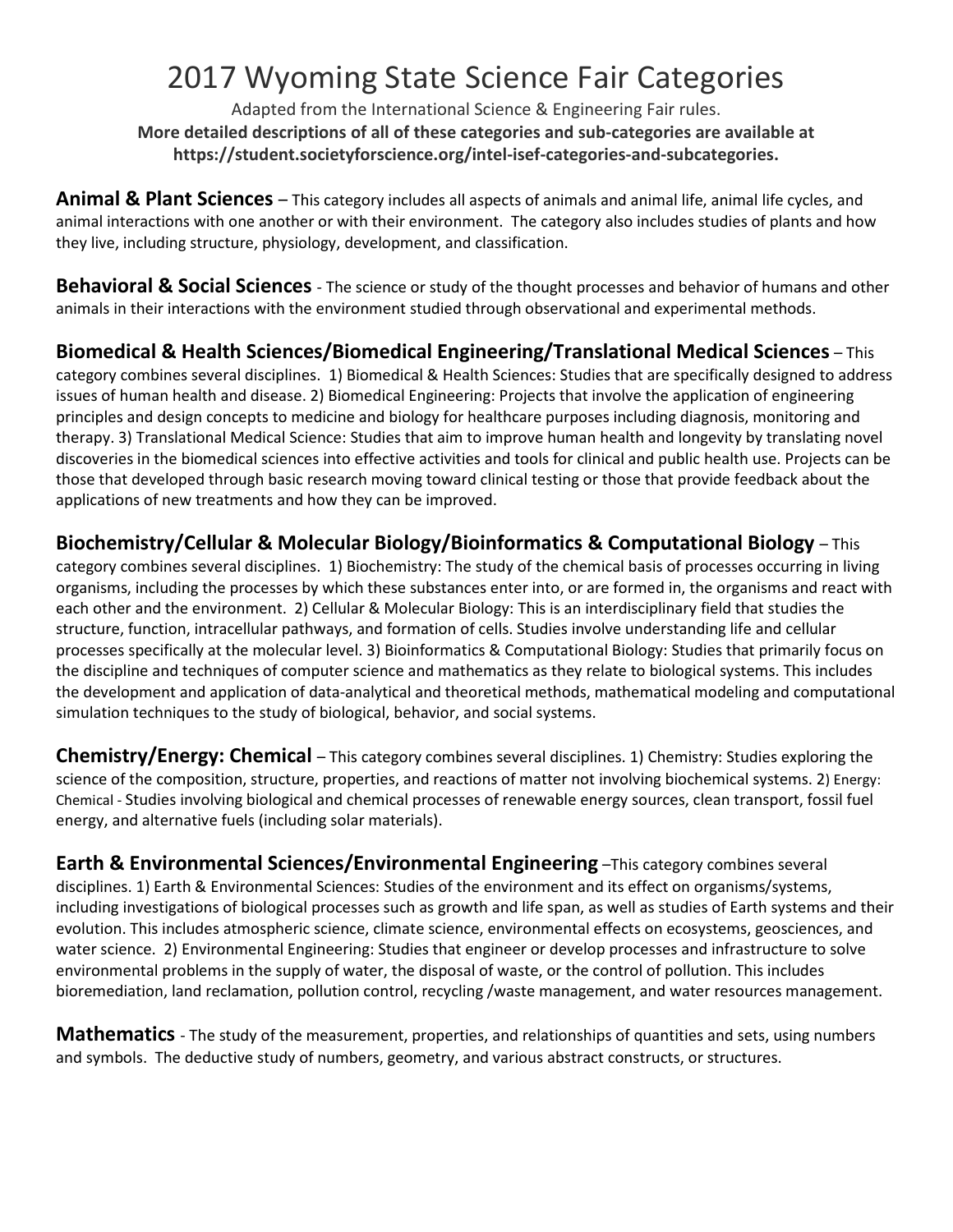# 2017 Wyoming State Science Fair Categories

Adapted from the International Science & Engineering Fair rules.

**More detailed descriptions of all of these categories and sub-categories are available at https://student.societyforscience.org/intel-isef-categories-and-subcategories.**

**Animal & Plant Sciences** – This category includes all aspects of animals and animal life, animal life cycles, and animal interactions with one another or with their environment. The category also includes studies of plants and how they live, including structure, physiology, development, and classification.

**Behavioral & Social Sciences** - The science or study of the thought processes and behavior of humans and other animals in their interactions with the environment studied through observational and experimental methods.

**Biomedical & Health Sciences/Biomedical Engineering/Translational Medical Sciences** – This category combines several disciplines. 1) Biomedical & Health Sciences: Studies that are specifically designed to address issues of human health and disease. 2) Biomedical Engineering: Projects that involve the application of engineering principles and design concepts to medicine and biology for healthcare purposes including diagnosis, monitoring and therapy. 3) Translational Medical Science: Studies that aim to improve human health and longevity by translating novel discoveries in the biomedical sciences into effective activities and tools for clinical and public health use. Projects can be those that developed through basic research moving toward clinical testing or those that provide feedback about the applications of new treatments and how they can be improved.

**Biochemistry/Cellular & Molecular Biology/Bioinformatics & Computational Biology** – This category combines several disciplines. 1) Biochemistry: The study of the chemical basis of processes occurring in living organisms, including the processes by which these substances enter into, or are formed in, the organisms and react with each other and the environment. 2) Cellular & Molecular Biology: This is an interdisciplinary field that studies the structure, function, intracellular pathways, and formation of cells. Studies involve understanding life and cellular processes specifically at the molecular level. 3) Bioinformatics & Computational Biology: Studies that primarily focus on the discipline and techniques of computer science and mathematics as they relate to biological systems. This includes the development and application of data-analytical and theoretical methods, mathematical modeling and computational simulation techniques to the study of biological, behavior, and social systems.

**Chemistry/Energy: Chemical** – This category combines several disciplines. 1) Chemistry: Studies exploring the science of the composition, structure, properties, and reactions of matter not involving biochemical systems. 2) Energy: Chemical - Studies involving biological and chemical processes of renewable energy sources, clean transport, fossil fuel energy, and alternative fuels (including solar materials).

**Earth & Environmental Sciences/Environmental Engineering** –This category combines several disciplines. 1) Earth & Environmental Sciences: Studies of the environment and its effect on organisms/systems, including investigations of biological processes such as growth and life span, as well as studies of Earth systems and their evolution. This includes atmospheric science, climate science, environmental effects on ecosystems, geosciences, and water science. 2) Environmental Engineering: Studies that engineer or develop processes and infrastructure to solve environmental problems in the supply of water, the disposal of waste, or the control of pollution. This includes bioremediation, land reclamation, pollution control, recycling /waste management, and water resources management.

**Mathematics** - The study of the measurement, properties, and relationships of quantities and sets, using numbers and symbols. The deductive study of numbers, geometry, and various abstract constructs, or structures.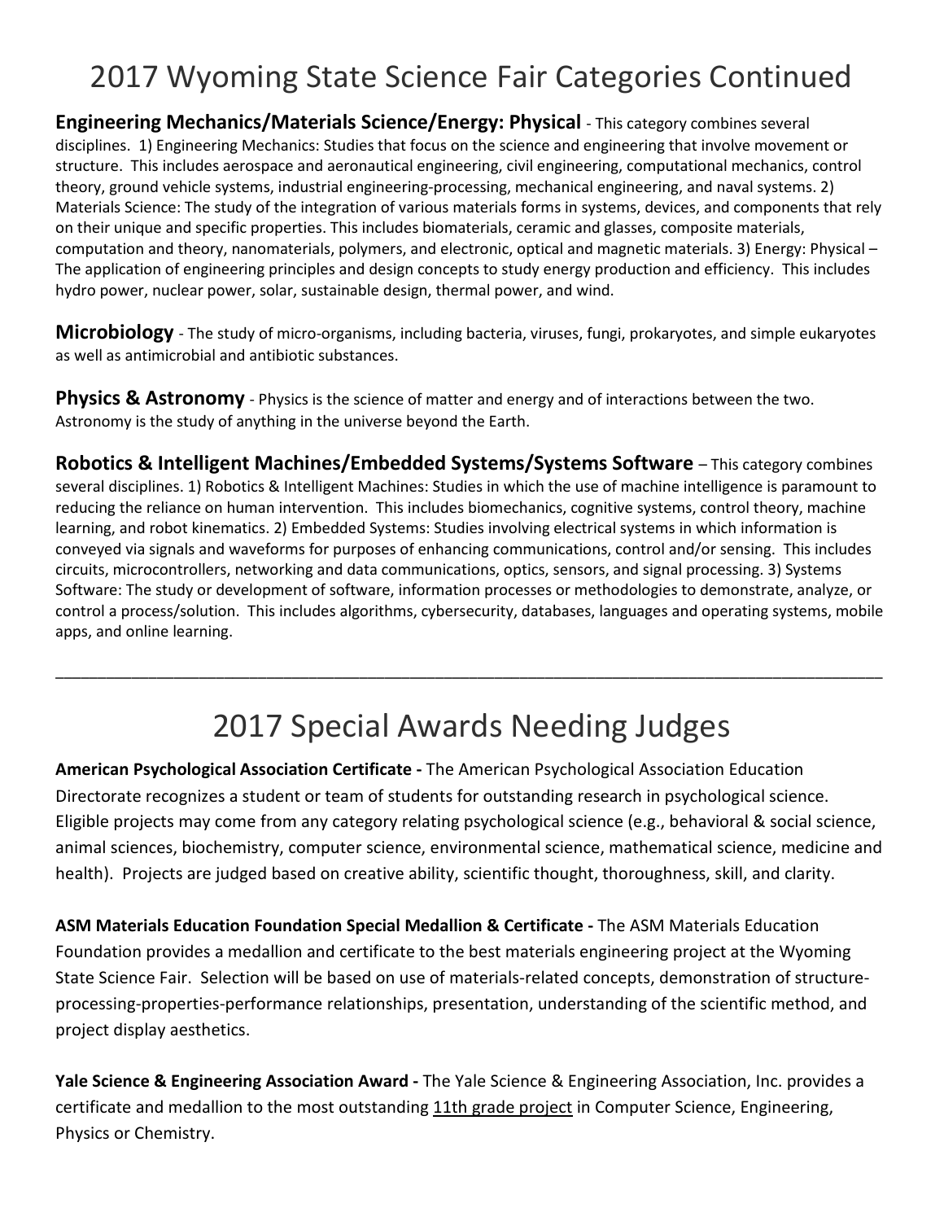# 2017 Wyoming State Science Fair Categories Continued

**Engineering Mechanics/Materials Science/Energy: Physical** - This category combines several disciplines. 1) Engineering Mechanics: Studies that focus on the science and engineering that involve movement or structure. This includes aerospace and aeronautical engineering, civil engineering, computational mechanics, control theory, ground vehicle systems, industrial engineering-processing, mechanical engineering, and naval systems. 2) Materials Science: The study of the integration of various materials forms in systems, devices, and components that rely on their unique and specific properties. This includes biomaterials, ceramic and glasses, composite materials, computation and theory, nanomaterials, polymers, and electronic, optical and magnetic materials. 3) Energy: Physical – The application of engineering principles and design concepts to study energy production and efficiency. This includes hydro power, nuclear power, solar, sustainable design, thermal power, and wind.

**Microbiology** - The study of micro-organisms, including bacteria, viruses, fungi, prokaryotes, and simple eukaryotes as well as antimicrobial and antibiotic substances.

**Physics & Astronomy** - Physics is the science of matter and energy and of interactions between the two. Astronomy is the study of anything in the universe beyond the Earth.

**Robotics & Intelligent Machines/Embedded Systems/Systems Software** – This category combines several disciplines. 1) Robotics & Intelligent Machines: Studies in which the use of machine intelligence is paramount to reducing the reliance on human intervention. This includes biomechanics, cognitive systems, control theory, machine learning, and robot kinematics. 2) Embedded Systems: Studies involving electrical systems in which information is conveyed via signals and waveforms for purposes of enhancing communications, control and/or sensing. This includes circuits, microcontrollers, networking and data communications, optics, sensors, and signal processing. 3) Systems Software: The study or development of software, information processes or methodologies to demonstrate, analyze, or control a process/solution. This includes algorithms, cybersecurity, databases, languages and operating systems, mobile apps, and online learning.

---

# 2017 Special Awards Needing Judges

**American Psychological Association Certificate -** The American Psychological Association Education Directorate recognizes a student or team of students for outstanding research in psychological science. Eligible projects may come from any category relating psychological science (e.g., behavioral & social science, animal sciences, biochemistry, computer science, environmental science, mathematical science, medicine and health). Projects are judged based on creative ability, scientific thought, thoroughness, skill, and clarity.

**ASM Materials Education Foundation Special Medallion & Certificate -** The ASM Materials Education Foundation provides a medallion and certificate to the best materials engineering project at the Wyoming State Science Fair. Selection will be based on use of materials-related concepts, demonstration of structure-processing-properties-performance relationships, presentation, understanding of the scientific method, and project display aesthetics.

**Yale Science & Engineering Association Award -** The Yale Science & Engineering Association, Inc. provides a certificate and medallion to the most outstanding 11th grade project in Computer Science, Engineering, Physics or Chemistry.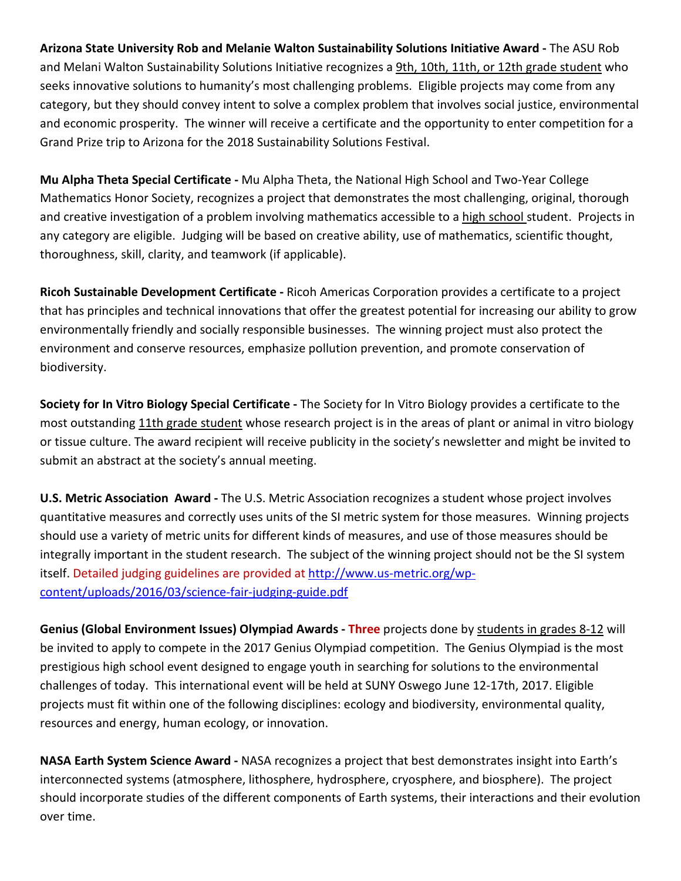**Arizona State University Rob and Melanie Walton Sustainability Solutions Initiative Award -** The ASU Rob and Melani Walton Sustainability Solutions Initiative recognizes a 9th, 10th, 11th, or 12th grade student who seeks innovative solutions to humanity's most challenging problems. Eligible projects may come from any category, but they should convey intent to solve a complex problem that involves social justice, environmental and economic prosperity. The winner will receive a certificate and the opportunity to enter competition for a Grand Prize trip to Arizona for the 2018 Sustainability Solutions Festival.

**Mu Alpha Theta Special Certificate -** Mu Alpha Theta, the National High School and Two-Year College Mathematics Honor Society, recognizes a project that demonstrates the most challenging, original, thorough and creative investigation of a problem involving mathematics accessible to a high school student. Projects in any category are eligible. Judging will be based on creative ability, use of mathematics, scientific thought, thoroughness, skill, clarity, and teamwork (if applicable).

**Ricoh Sustainable Development Certificate -** Ricoh Americas Corporation provides a certificate to a project that has principles and technical innovations that offer the greatest potential for increasing our ability to grow environmentally friendly and socially responsible businesses. The winning project must also protect the environment and conserve resources, emphasize pollution prevention, and promote conservation of biodiversity.

**Society for In Vitro Biology Special Certificate -** The Society for In Vitro Biology provides a certificate to the most outstanding 11th grade student whose research project is in the areas of plant or animal in vitro biology or tissue culture. The award recipient will receive publicity in the society's newsletter and might be invited to submit an abstract at the society's annual meeting.

**U.S. Metric Association Award -** The U.S. Metric Association recognizes a student whose project involves quantitative measures and correctly uses units of the SI metric system for those measures. Winning projects should use a variety of metric units for different kinds of measures, and use of those measures should be integrally important in the student research. The subject of the winning project should not be the SI system itself. Detailed judging guidelines are provided at http://www.us-metric.org/wp-content/uploads/2016/03/science-fair-judging-guide.pdf

**Genius (Global Environment Issues) Olympiad Awards - Three** projects done by students in grades 8-12 will be invited to apply to compete in the 2017 Genius Olympiad competition. The Genius Olympiad is the most prestigious high school event designed to engage youth in searching for solutions to the environmental challenges of today. This international event will be held at SUNY Oswego June 12-17th, 2017. Eligible projects must fit within one of the following disciplines: ecology and biodiversity, environmental quality, resources and energy, human ecology, or innovation.

**NASA Earth System Science Award -** NASA recognizes a project that best demonstrates insight into Earth's interconnected systems (atmosphere, lithosphere, hydrosphere, cryosphere, and biosphere). The project should incorporate studies of the different components of Earth systems, their interactions and their evolution over time.